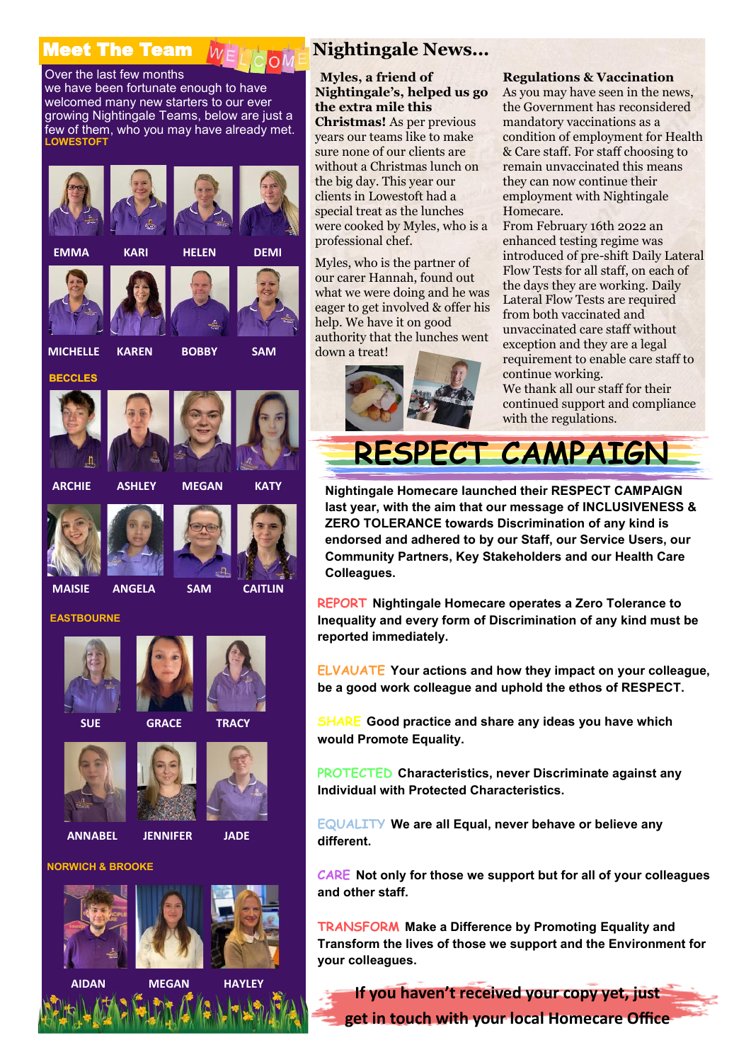## Meet The Team

WELCOME

Over the last few months we have been fortunate enough to have welcomed many new starters to our ever growing Nightingale Teams, below are just a few of them, who you may have already met.

**LOWESTOFT**

EMMA, KARI, HELEN, DEMI

MICHELLE, KAREN, BOBBY, SAM

**BECCLES**

ARCHIE, ASHLEY, MEGAN, KATY

MAISIE, ANGELA, SAM, CAITLIN

**EASTBOURNE**

SUE, GRACE, TRACY

ANNABEL, JENNIFER, JADE

**NORWICH & BROOKE**

AIDAN, MEGAN, HAYLEY

## Nightingale News...

**Myles, a friend of Nightingale's, helped us go the extra mile this Christmas!** As per previous years our teams like to make sure none of our clients are without a Christmas lunch on the big day. This year our clients in Lowestoft had a special treat as the lunches were cooked by Myles, who is a professional chef.

Myles, who is the partner of our carer Hannah, found out what we were doing and he was eager to get involved & offer his help. We have it on good authority that the lunches went down a treat!

**Regulations & Vaccination**

As you may have seen in the news, the Government has reconsidered mandatory vaccinations as a condition of employment for Health & Care staff. For staff choosing to remain unvaccinated this means they can now continue their employment with Nightingale Homecare.

From February 16th 2022 an enhanced testing regime was introduced of pre-shift Daily Lateral Flow Tests for all staff, on each of the days they are working. Daily Lateral Flow Tests are required from both vaccinated and unvaccinated care staff without exception and they are a legal requirement to enable care staff to continue working.

We thank all our staff for their continued support and compliance with the regulations.

## RESPECT CAMPAIGN

**Nightingale Homecare launched their RESPECT CAMPAIGN last year, with the aim that our message of INCLUSIVENESS & ZERO TOLERANCE towards Discrimination of any kind is endorsed and adhered to by our Staff, our Service Users, our Community Partners, Key Stakeholders and our Health Care Colleagues.**

REPORT **Nightingale Homecare operates a Zero Tolerance to Inequality and every form of Discrimination of any kind must be reported immediately.**

ELVAUATE **Your actions and how they impact on your colleague, be a good work colleague and uphold the ethos of RESPECT.**

SHARE **Good practice and share any ideas you have which would Promote Equality.**

PROTECTED **Characteristics, never Discriminate against any Individual with Protected Characteristics.**

EQUALITY **We are all Equal, never behave or believe any different.**

CARE **Not only for those we support but for all of your colleagues and other staff.**

TRANSFORM **Make a Difference by Promoting Equality and Transform the lives of those we support and the Environment for your colleagues.**

**If you haven't received your copy yet, just get in touch with your local Homecare Office**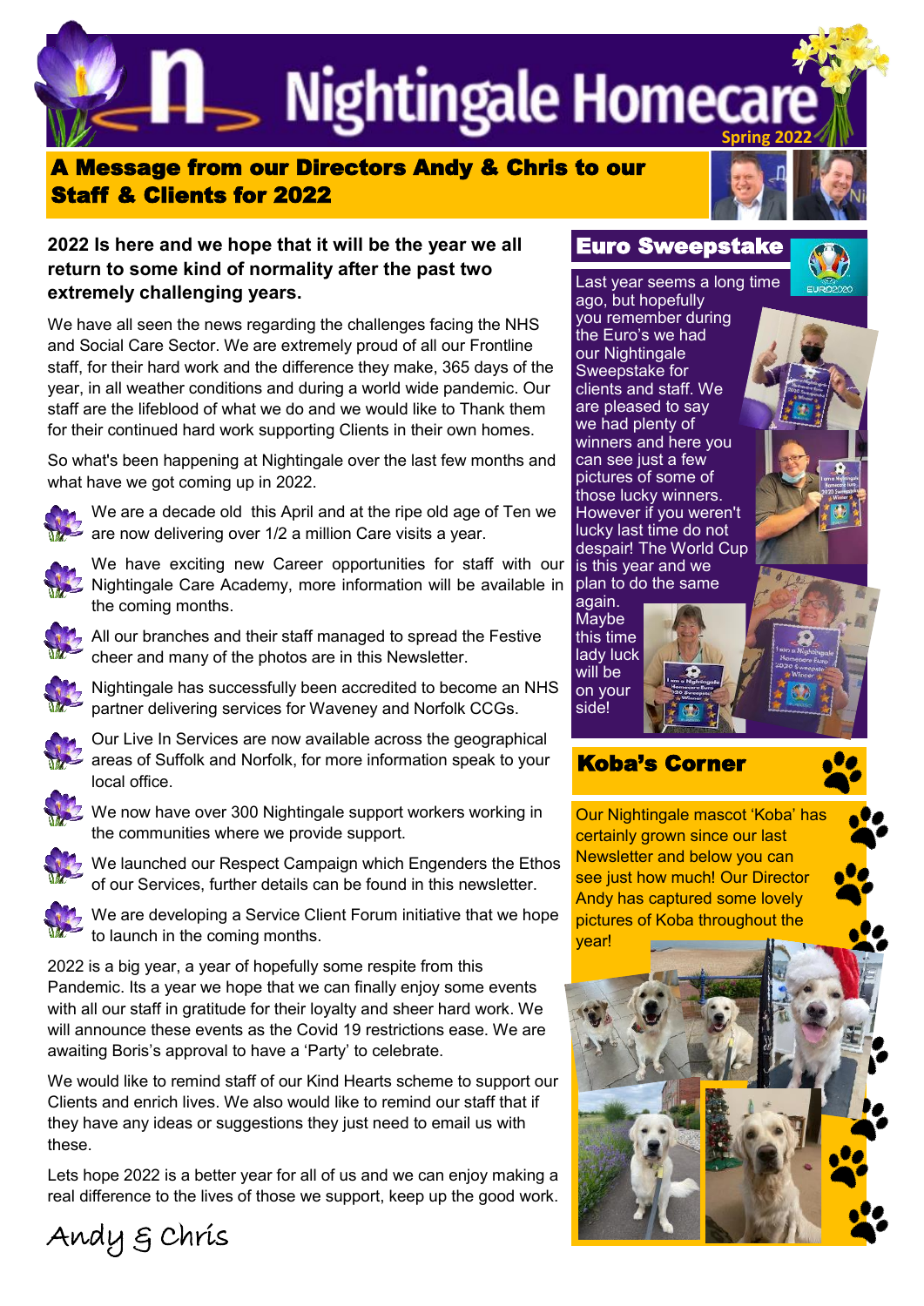# Nightingale Homecare

Spring 2022

## A Message from our Directors Andy & Chris to our Staff & Clients for 2022

**2022 Is here and we hope that it will be the year we all return to some kind of normality after the past two extremely challenging years.**

We have all seen the news regarding the challenges facing the NHS and Social Care Sector. We are extremely proud of all our Frontline staff, for their hard work and the difference they make, 365 days of the year, in all weather conditions and during a world wide pandemic. Our staff are the lifeblood of what we do and we would like to Thank them for their continued hard work supporting Clients in their own homes.

So what's been happening at Nightingale over the last few months and what have we got coming up in 2022.

- We are a decade old this April and at the ripe old age of Ten we are now delivering over 1/2 a million Care visits a year.
- We have exciting new Career opportunities for staff with our Nightingale Care Academy, more information will be available in the coming months.
- All our branches and their staff managed to spread the Festive cheer and many of the photos are in this Newsletter.
- Nightingale has successfully been accredited to become an NHS partner delivering services for Waveney and Norfolk CCGs.
- Our Live In Services are now available across the geographical areas of Suffolk and Norfolk, for more information speak to your local office.
- We now have over 300 Nightingale support workers working in the communities where we provide support.
- We launched our Respect Campaign which Engenders the Ethos of our Services, further details can be found in this newsletter.
- We are developing a Service Client Forum initiative that we hope to launch in the coming months.

2022 is a big year, a year of hopefully some respite from this Pandemic. Its a year we hope that we can finally enjoy some events with all our staff in gratitude for their loyalty and sheer hard work. We will announce these events as the Covid 19 restrictions ease. We are awaiting Boris's approval to have a 'Party' to celebrate.

We would like to remind staff of our Kind Hearts scheme to support our Clients and enrich lives. We also would like to remind our staff that if they have any ideas or suggestions they just need to email us with these.

Lets hope 2022 is a better year for all of us and we can enjoy making a real difference to the lives of those we support, keep up the good work.

Andy & Chris

## Euro Sweepstake

Last year seems a long time ago, but hopefully you remember during the Euro's we had our Nightingale Sweepstake for clients and staff. We are pleased to say we had plenty of winners and here you can see just a few pictures of some of those lucky winners. However if you weren't lucky last time do not despair! The World Cup is this year and we plan to do the same again. Maybe this time lady luck will be on your side!

## Koba's Corner

Our Nightingale mascot 'Koba' has certainly grown since our last Newsletter and below you can see just how much! Our Director Andy has captured some lovely pictures of Koba throughout the year!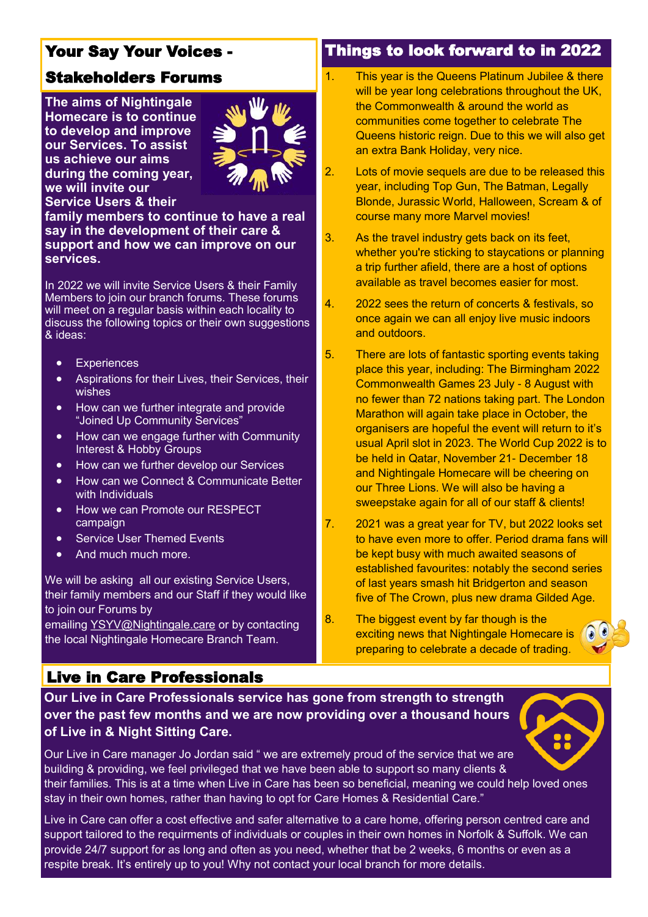## Your Say Your Voices - Stakeholders Forums

**The aims of Nightingale Homecare is to continue to develop and improve our Services. To assist us achieve our aims during the coming year, we will invite our Service Users & their family members to continue to have a real say in the development of their care & support and how we can improve on our services.**

In 2022 we will invite Service Users & their Family Members to join our branch forums. These forums will meet on a regular basis within each locality to discuss the following topics or their own suggestions & ideas:

- Experiences
- Aspirations for their Lives, their Services, their wishes
- How can we further integrate and provide "Joined Up Community Services"
- How can we engage further with Community Interest & Hobby Groups
- How can we further develop our Services
- How can we Connect & Communicate Better with Individuals
- How we can Promote our RESPECT campaign
- Service User Themed Events
- And much much more.

We will be asking all our existing Service Users, their family members and our Staff if they would like to join our Forums by emailing YSYV@Nightingale.care or by contacting the local Nightingale Homecare Branch Team.

## Things to look forward to in 2022

1. This year is the Queens Platinum Jubilee & there will be year long celebrations throughout the UK, the Commonwealth & around the world as communities come together to celebrate The Queens historic reign. Due to this we will also get an extra Bank Holiday, very nice.
2. Lots of movie sequels are due to be released this year, including Top Gun, The Batman, Legally Blonde, Jurassic World, Halloween, Scream & of course many more Marvel movies!
3. As the travel industry gets back on its feet, whether you're sticking to staycations or planning a trip further afield, there are a host of options available as travel becomes easier for most.
4. 2022 sees the return of concerts & festivals, so once again we can all enjoy live music indoors and outdoors.
5. There are lots of fantastic sporting events taking place this year, including: The Birmingham 2022 Commonwealth Games 23 July - 8 August with no fewer than 72 nations taking part. The London Marathon will again take place in October, the organisers are hopeful the event will return to it's usual April slot in 2023. The World Cup 2022 is to be held in Qatar, November 21- December 18 and Nightingale Homecare will be cheering on our Three Lions. We will also be having a sweepstake again for all of our staff & clients!

7. 2021 was a great year for TV, but 2022 looks set to have even more to offer. Period drama fans will be kept busy with much awaited seasons of established favourites: notably the second series of last years smash hit Bridgerton and season five of The Crown, plus new drama Gilded Age.
8. The biggest event by far though is the exciting news that Nightingale Homecare is preparing to celebrate a decade of trading.

## Live in Care Professionals

**Our Live in Care Professionals service has gone from strength to strength over the past few months and we are now providing over a thousand hours of Live in & Night Sitting Care.**

Our Live in Care manager Jo Jordan said " we are extremely proud of the service that we are building & providing, we feel privileged that we have been able to support so many clients & their families. This is at a time when Live in Care has been so beneficial, meaning we could help loved ones stay in their own homes, rather than having to opt for Care Homes & Residential Care."

Live in Care can offer a cost effective and safer alternative to a care home, offering person centred care and support tailored to the requirments of individuals or couples in their own homes in Norfolk & Suffolk. We can provide 24/7 support for as long and often as you need, whether that be 2 weeks, 6 months or even as a respite break. It's entirely up to you! Why not contact your local branch for more details.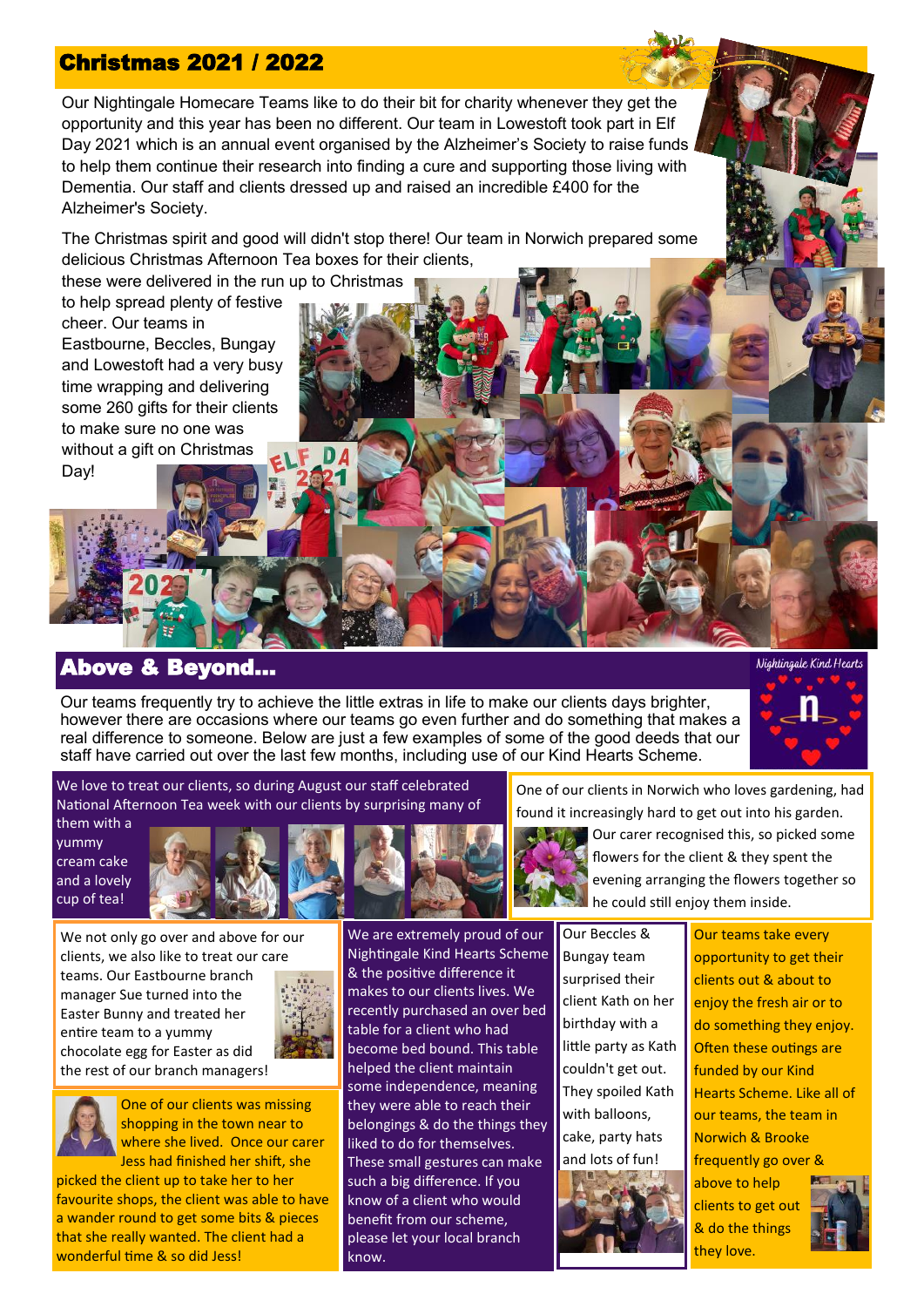## Christmas 2021 / 2022

Our Nightingale Homecare Teams like to do their bit for charity whenever they get the opportunity and this year has been no different. Our team in Lowestoft took part in Elf Day 2021 which is an annual event organised by the Alzheimer's Society to raise funds to help them continue their research into finding a cure and supporting those living with Dementia. Our staff and clients dressed up and raised an incredible £400 for the Alzheimer's Society.

The Christmas spirit and good will didn't stop there! Our team in Norwich prepared some delicious Christmas Afternoon Tea boxes for their clients, these were delivered in the run up to Christmas to help spread plenty of festive cheer. Our teams in Eastbourne, Beccles, Bungay and Lowestoft had a very busy time wrapping and delivering some 260 gifts for their clients to make sure no one was without a gift on Christmas Day!

## Above & Beyond...

Our teams frequently try to achieve the little extras in life to make our clients days brighter, however there are occasions where our teams go even further and do something that makes a real difference to someone. Below are just a few examples of some of the good deeds that our staff have carried out over the last few months, including use of our Kind Hearts Scheme.

We love to treat our clients, so during August our staff celebrated National Afternoon Tea week with our clients by surprising many of them with a yummy cream cake and a lovely cup of tea!

One of our clients in Norwich who loves gardening, had found it increasingly hard to get out into his garden. Our carer recognised this, so picked some flowers for the client & they spent the evening arranging the flowers together so he could still enjoy them inside.

We not only go over and above for our clients, we also like to treat our care teams. Our Eastbourne branch manager Sue turned into the Easter Bunny and treated her entire team to a yummy chocolate egg for Easter as did the rest of our branch managers!

One of our clients was missing shopping in the town near to where she lived. Once our carer Jess had finished her shift, she picked the client up to take her to her favourite shops, the client was able to have a wander round to get some bits & pieces that she really wanted. The client had a wonderful time & so did Jess!

We are extremely proud of our Nightingale Kind Hearts Scheme & the positive difference it makes to our clients lives. We recently purchased an over bed table for a client who had become bed bound. This table helped the client maintain some independence, meaning they were able to reach their belongings & do the things they liked to do for themselves. These small gestures can make such a big difference. If you know of a client who would benefit from our scheme, please let your local branch know.

Our Beccles & Bungay team surprised their client Kath on her birthday with a little party as Kath couldn't get out. They spoiled Kath with balloons, cake, party hats and lots of fun!

Our teams take every opportunity to get their clients out & about to enjoy the fresh air or to do something they enjoy. Often these outings are funded by our Kind Hearts Scheme. Like all of our teams, the team in Norwich & Brooke frequently go over & above to help clients to get out & do the things they love.